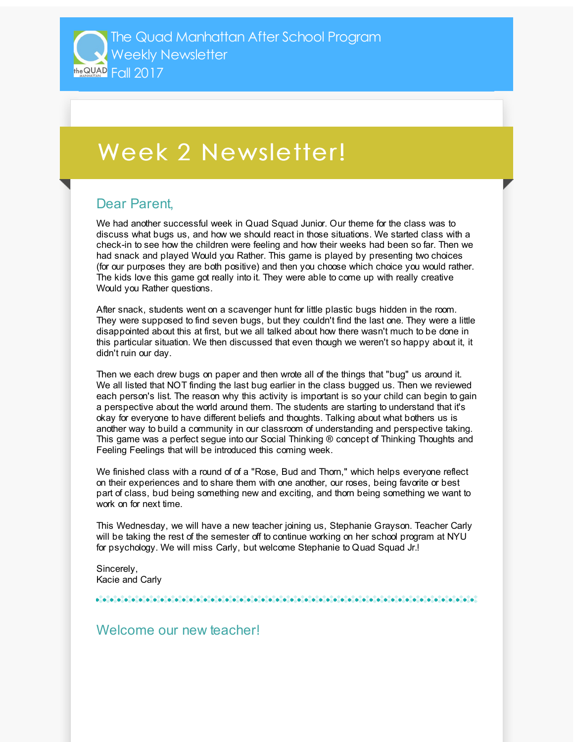The Quad Manhattan After School Program
Weekly Newsletter
Fall 2017

# Week 2 Newsletter!

## Dear Parent,

We had another successful week in Quad Squad Junior. Our theme for the class was to discuss what bugs us, and how we should react in those situations. We started class with a check-in to see how the children were feeling and how their weeks had been so far. Then we had snack and played Would you Rather. This game is played by presenting two choices (for our purposes they are both positive) and then you choose which choice you would rather. The kids love this game got really into it. They were able to come up with really creative Would you Rather questions.

After snack, students went on a scavenger hunt for little plastic bugs hidden in the room. They were supposed to find seven bugs, but they couldn't find the last one. They were a little disappointed about this at first, but we all talked about how there wasn't much to be done in this particular situation. We then discussed that even though we weren't so happy about it, it didn't ruin our day.

Then we each drew bugs on paper and then wrote all of the things that "bug" us around it. We all listed that NOT finding the last bug earlier in the class bugged us. Then we reviewed each person's list. The reason why this activity is important is so your child can begin to gain a perspective about the world around them. The students are starting to understand that it's okay for everyone to have different beliefs and thoughts. Talking about what bothers us is another way to build a community in our classroom of understanding and perspective taking. This game was a perfect segue into our Social Thinking ® concept of Thinking Thoughts and Feeling Feelings that will be introduced this coming week.

We finished class with a round of of a "Rose, Bud and Thorn," which helps everyone reflect on their experiences and to share them with one another, our roses, being favorite or best part of class, bud being something new and exciting, and thorn being something we want to work on for next time.

This Wednesday, we will have a new teacher joining us, Stephanie Grayson. Teacher Carly will be taking the rest of the semester off to continue working on her school program at NYU for psychology. We will miss Carly, but welcome Stephanie to Quad Squad Jr.!

Sincerely,
Kacie and Carly

## Welcome our new teacher!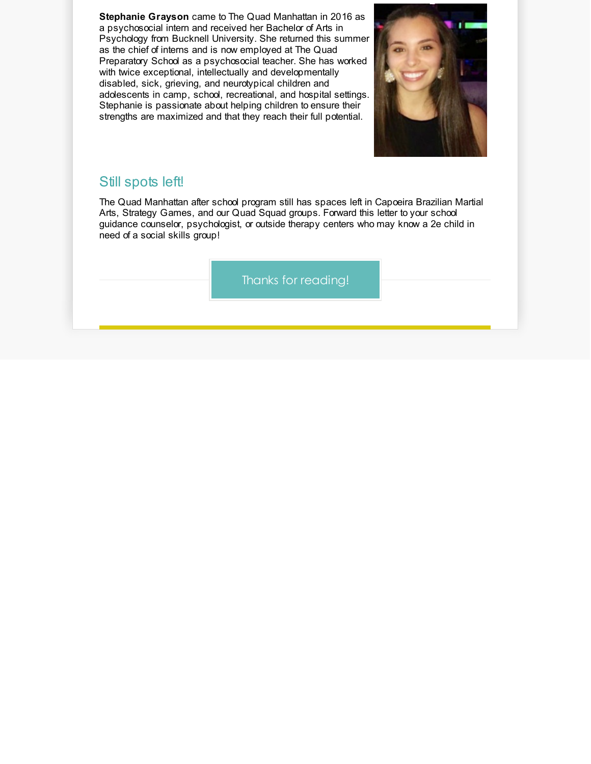**Stephanie Grayson** came to The Quad Manhattan in 2016 as a psychosocial intern and received her Bachelor of Arts in Psychology from Bucknell University. She returned this summer as the chief of interns and is now employed at The Quad Preparatory School as a psychosocial teacher. She has worked with twice exceptional, intellectually and developmentally disabled, sick, grieving, and neurotypical children and adolescents in camp, school, recreational, and hospital settings. Stephanie is passionate about helping children to ensure their strengths are maximized and that they reach their full potential.

## Still spots left!

The Quad Manhattan after school program still has spaces left in Capoeira Brazilian Martial Arts, Strategy Games, and our Quad Squad groups. Forward this letter to your school guidance counselor, psychologist, or outside therapy centers who may know a 2e child in need of a social skills group!

Thanks for reading!